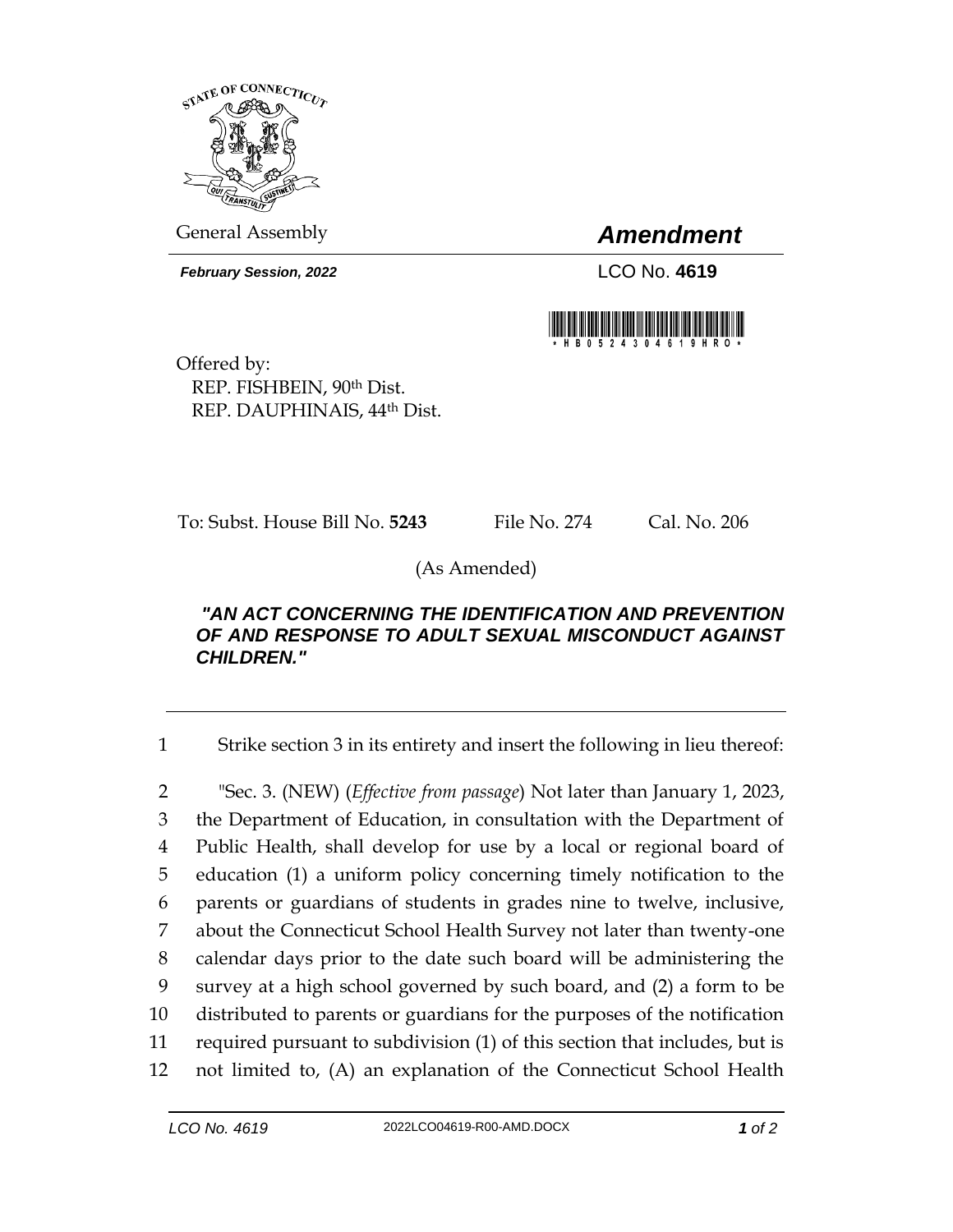General Assembly

# *Amendment*

***February Session, 2022***

LCO No. **4619**

Offered by:
REP. FISHBEIN, 90th Dist.
REP. DAUPHINAIS, 44th Dist.

To: Subst. House Bill No. **5243** File No. 274 Cal. No. 206

(As Amended)

***"AN ACT CONCERNING THE IDENTIFICATION AND PREVENTION OF AND RESPONSE TO ADULT SEXUAL MISCONDUCT AGAINST CHILDREN."***

1 Strike section 3 in its entirety and insert the following in lieu thereof:

2 "Sec. 3. (NEW) (*Effective from passage*) Not later than January 1, 2023,
3 the Department of Education, in consultation with the Department of
4 Public Health, shall develop for use by a local or regional board of
5 education (1) a uniform policy concerning timely notification to the
6 parents or guardians of students in grades nine to twelve, inclusive,
7 about the Connecticut School Health Survey not later than twenty-one
8 calendar days prior to the date such board will be administering the
9 survey at a high school governed by such board, and (2) a form to be
10 distributed to parents or guardians for the purposes of the notification
11 required pursuant to subdivision (1) of this section that includes, but is
12 not limited to, (A) an explanation of the Connecticut School Health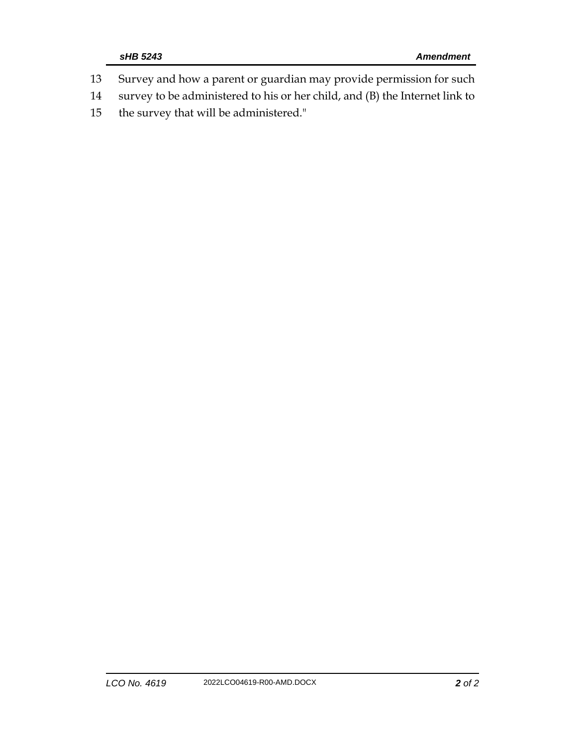13 Survey and how a parent or guardian may provide permission for such
14 survey to be administered to his or her child, and (B) the Internet link to
15 the survey that will be administered."